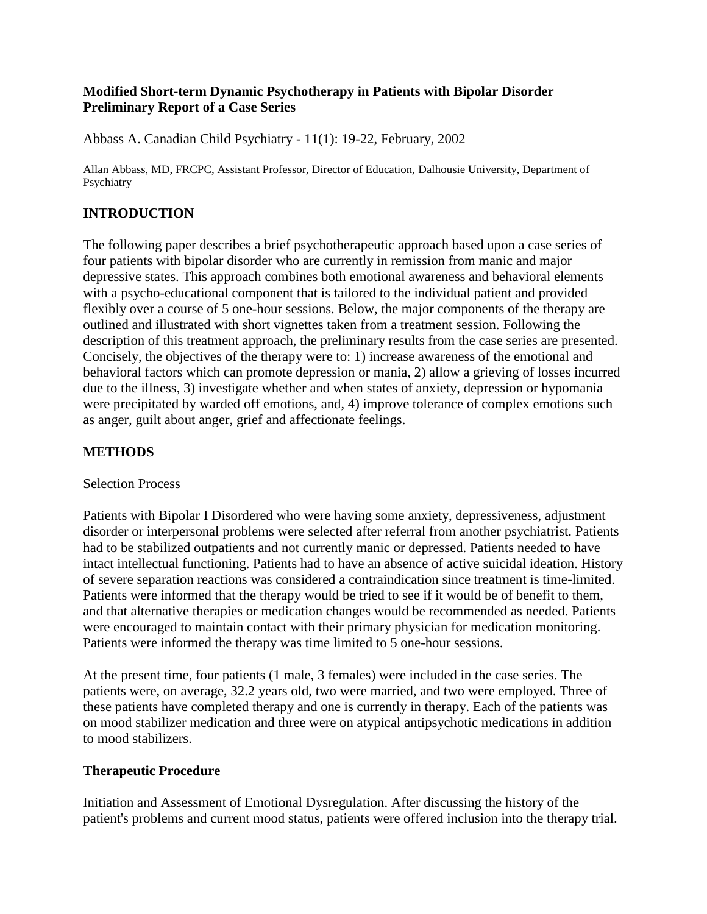**Modified Short-term Dynamic Psychotherapy in Patients with Bipolar Disorder Preliminary Report of a Case Series**

Abbass A. Canadian Child Psychiatry - 11(1): 19-22, February, 2002

Allan Abbass, MD, FRCPC, Assistant Professor, Director of Education, Dalhousie University, Department of Psychiatry

## INTRODUCTION

The following paper describes a brief psychotherapeutic approach based upon a case series of four patients with bipolar disorder who are currently in remission from manic and major depressive states. This approach combines both emotional awareness and behavioral elements with a psycho-educational component that is tailored to the individual patient and provided flexibly over a course of 5 one-hour sessions. Below, the major components of the therapy are outlined and illustrated with short vignettes taken from a treatment session. Following the description of this treatment approach, the preliminary results from the case series are presented. Concisely, the objectives of the therapy were to: 1) increase awareness of the emotional and behavioral factors which can promote depression or mania, 2) allow a grieving of losses incurred due to the illness, 3) investigate whether and when states of anxiety, depression or hypomania were precipitated by warded off emotions, and, 4) improve tolerance of complex emotions such as anger, guilt about anger, grief and affectionate feelings.

## METHODS

Selection Process

Patients with Bipolar I Disordered who were having some anxiety, depressiveness, adjustment disorder or interpersonal problems were selected after referral from another psychiatrist. Patients had to be stabilized outpatients and not currently manic or depressed. Patients needed to have intact intellectual functioning. Patients had to have an absence of active suicidal ideation. History of severe separation reactions was considered a contraindication since treatment is time-limited. Patients were informed that the therapy would be tried to see if it would be of benefit to them, and that alternative therapies or medication changes would be recommended as needed. Patients were encouraged to maintain contact with their primary physician for medication monitoring. Patients were informed the therapy was time limited to 5 one-hour sessions.

At the present time, four patients (1 male, 3 females) were included in the case series. The patients were, on average, 32.2 years old, two were married, and two were employed. Three of these patients have completed therapy and one is currently in therapy. Each of the patients was on mood stabilizer medication and three were on atypical antipsychotic medications in addition to mood stabilizers.

### Therapeutic Procedure

Initiation and Assessment of Emotional Dysregulation. After discussing the history of the patient's problems and current mood status, patients were offered inclusion into the therapy trial.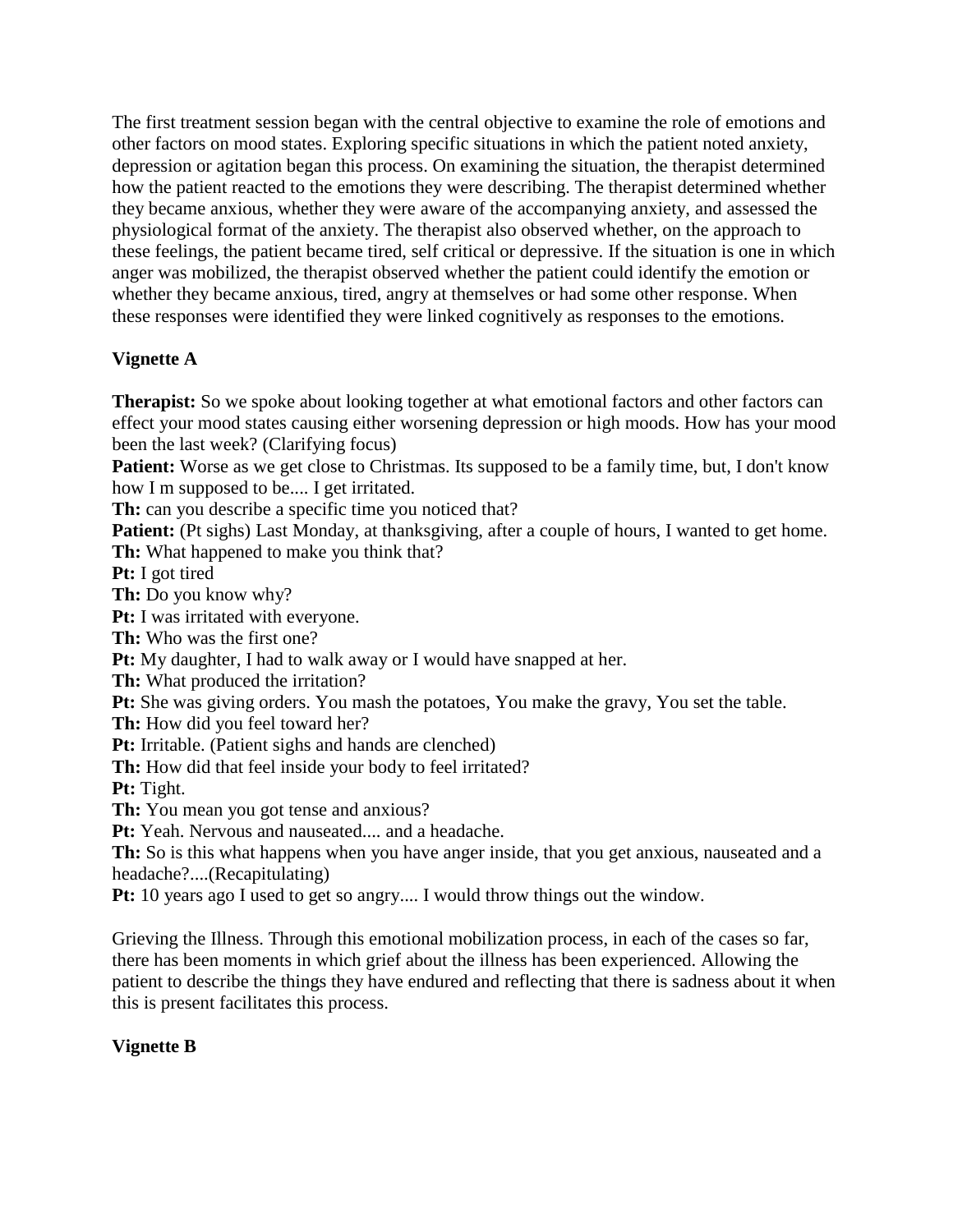The first treatment session began with the central objective to examine the role of emotions and other factors on mood states. Exploring specific situations in which the patient noted anxiety, depression or agitation began this process. On examining the situation, the therapist determined how the patient reacted to the emotions they were describing. The therapist determined whether they became anxious, whether they were aware of the accompanying anxiety, and assessed the physiological format of the anxiety. The therapist also observed whether, on the approach to these feelings, the patient became tired, self critical or depressive. If the situation is one in which anger was mobilized, the therapist observed whether the patient could identify the emotion or whether they became anxious, tired, angry at themselves or had some other response. When these responses were identified they were linked cognitively as responses to the emotions.

**Vignette A**

**Therapist:** So we spoke about looking together at what emotional factors and other factors can effect your mood states causing either worsening depression or high moods. How has your mood been the last week? (Clarifying focus)
**Patient:** Worse as we get close to Christmas. Its supposed to be a family time, but, I don't know how I m supposed to be.... I get irritated.
**Th:** can you describe a specific time you noticed that?
**Patient:** (Pt sighs) Last Monday, at thanksgiving, after a couple of hours, I wanted to get home.
**Th:** What happened to make you think that?
**Pt:** I got tired
**Th:** Do you know why?
**Pt:** I was irritated with everyone.
**Th:** Who was the first one?
**Pt:** My daughter, I had to walk away or I would have snapped at her.
**Th:** What produced the irritation?
**Pt:** She was giving orders. You mash the potatoes, You make the gravy, You set the table.
**Th:** How did you feel toward her?
**Pt:** Irritable. (Patient sighs and hands are clenched)
**Th:** How did that feel inside your body to feel irritated?
**Pt:** Tight.
**Th:** You mean you got tense and anxious?
**Pt:** Yeah. Nervous and nauseated.... and a headache.
**Th:** So is this what happens when you have anger inside, that you get anxious, nauseated and a headache?....(Recapitulating)
**Pt:** 10 years ago I used to get so angry.... I would throw things out the window.

Grieving the Illness. Through this emotional mobilization process, in each of the cases so far, there has been moments in which grief about the illness has been experienced. Allowing the patient to describe the things they have endured and reflecting that there is sadness about it when this is present facilitates this process.

**Vignette B**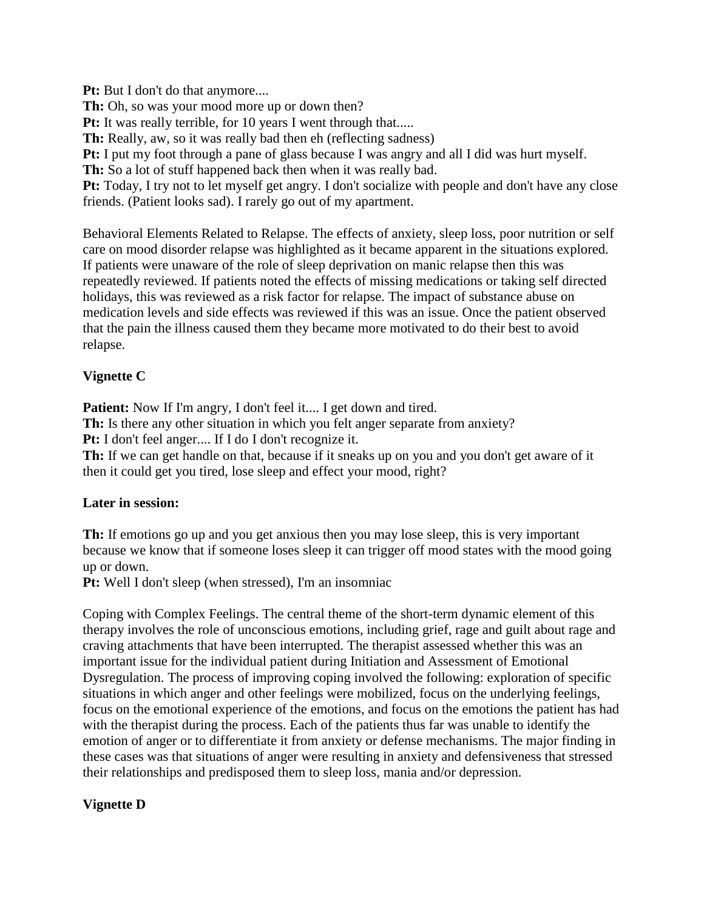**Pt:** But I don't do that anymore....
**Th:** Oh, so was your mood more up or down then?
**Pt:** It was really terrible, for 10 years I went through that.....
**Th:** Really, aw, so it was really bad then eh (reflecting sadness)
**Pt:** I put my foot through a pane of glass because I was angry and all I did was hurt myself.
**Th:** So a lot of stuff happened back then when it was really bad.
**Pt:** Today, I try not to let myself get angry. I don't socialize with people and don't have any close friends. (Patient looks sad). I rarely go out of my apartment.

Behavioral Elements Related to Relapse. The effects of anxiety, sleep loss, poor nutrition or self care on mood disorder relapse was highlighted as it became apparent in the situations explored. If patients were unaware of the role of sleep deprivation on manic relapse then this was repeatedly reviewed. If patients noted the effects of missing medications or taking self directed holidays, this was reviewed as a risk factor for relapse. The impact of substance abuse on medication levels and side effects was reviewed if this was an issue. Once the patient observed that the pain the illness caused them they became more motivated to do their best to avoid relapse.

**Vignette C**

**Patient:** Now If I'm angry, I don't feel it.... I get down and tired.
**Th:** Is there any other situation in which you felt anger separate from anxiety?
**Pt:** I don't feel anger.... If I do I don't recognize it.
**Th:** If we can get handle on that, because if it sneaks up on you and you don't get aware of it then it could get you tired, lose sleep and effect your mood, right?

**Later in session:**

**Th:** If emotions go up and you get anxious then you may lose sleep, this is very important because we know that if someone loses sleep it can trigger off mood states with the mood going up or down.
**Pt:** Well I don't sleep (when stressed), I'm an insomniac

Coping with Complex Feelings. The central theme of the short-term dynamic element of this therapy involves the role of unconscious emotions, including grief, rage and guilt about rage and craving attachments that have been interrupted. The therapist assessed whether this was an important issue for the individual patient during Initiation and Assessment of Emotional Dysregulation. The process of improving coping involved the following: exploration of specific situations in which anger and other feelings were mobilized, focus on the underlying feelings, focus on the emotional experience of the emotions, and focus on the emotions the patient has had with the therapist during the process. Each of the patients thus far was unable to identify the emotion of anger or to differentiate it from anxiety or defense mechanisms. The major finding in these cases was that situations of anger were resulting in anxiety and defensiveness that stressed their relationships and predisposed them to sleep loss, mania and/or depression.

**Vignette D**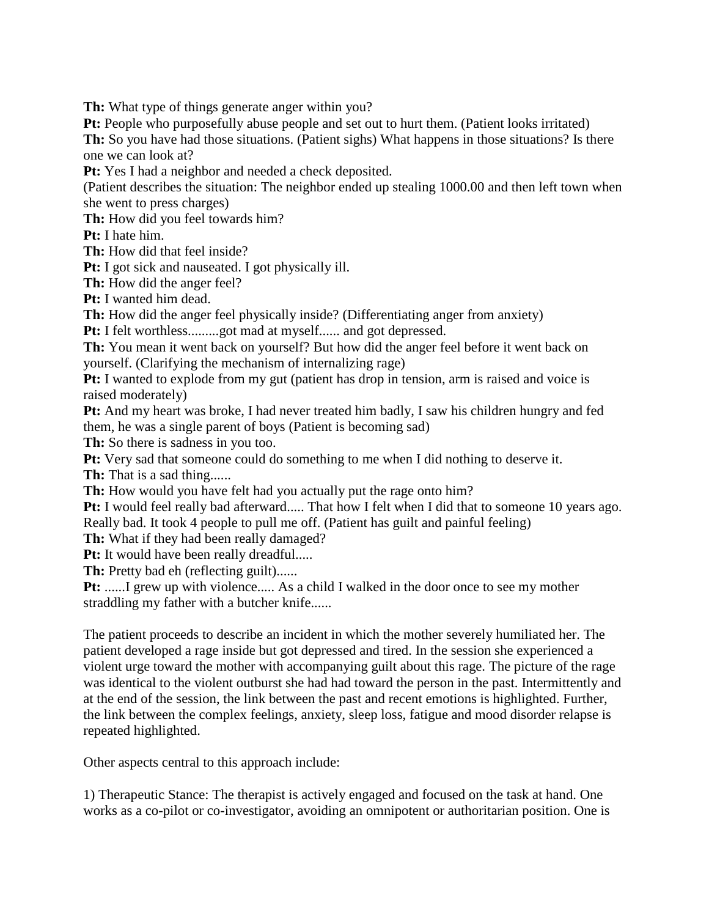**Th:** What type of things generate anger within you?

**Pt:** People who purposefully abuse people and set out to hurt them. (Patient looks irritated)

**Th:** So you have had those situations. (Patient sighs) What happens in those situations? Is there one we can look at?

**Pt:** Yes I had a neighbor and needed a check deposited.

(Patient describes the situation: The neighbor ended up stealing 1000.00 and then left town when she went to press charges)

**Th:** How did you feel towards him?

**Pt:** I hate him.

**Th:** How did that feel inside?

**Pt:** I got sick and nauseated. I got physically ill.

**Th:** How did the anger feel?

**Pt:** I wanted him dead.

**Th:** How did the anger feel physically inside? (Differentiating anger from anxiety)

**Pt:** I felt worthless.........got mad at myself...... and got depressed.

**Th:** You mean it went back on yourself? But how did the anger feel before it went back on yourself. (Clarifying the mechanism of internalizing rage)

**Pt:** I wanted to explode from my gut (patient has drop in tension, arm is raised and voice is raised moderately)

**Pt:** And my heart was broke, I had never treated him badly, I saw his children hungry and fed them, he was a single parent of boys (Patient is becoming sad)

**Th:** So there is sadness in you too.

**Pt:** Very sad that someone could do something to me when I did nothing to deserve it.

**Th:** That is a sad thing......

**Th:** How would you have felt had you actually put the rage onto him?

**Pt:** I would feel really bad afterward..... That how I felt when I did that to someone 10 years ago. Really bad. It took 4 people to pull me off. (Patient has guilt and painful feeling)

**Th:** What if they had been really damaged?

**Pt:** It would have been really dreadful.....

**Th:** Pretty bad eh (reflecting guilt)......

**Pt:** ......I grew up with violence..... As a child I walked in the door once to see my mother straddling my father with a butcher knife......

The patient proceeds to describe an incident in which the mother severely humiliated her. The patient developed a rage inside but got depressed and tired. In the session she experienced a violent urge toward the mother with accompanying guilt about this rage. The picture of the rage was identical to the violent outburst she had had toward the person in the past. Intermittently and at the end of the session, the link between the past and recent emotions is highlighted. Further, the link between the complex feelings, anxiety, sleep loss, fatigue and mood disorder relapse is repeated highlighted.

Other aspects central to this approach include:

1) Therapeutic Stance: The therapist is actively engaged and focused on the task at hand. One works as a co-pilot or co-investigator, avoiding an omnipotent or authoritarian position. One is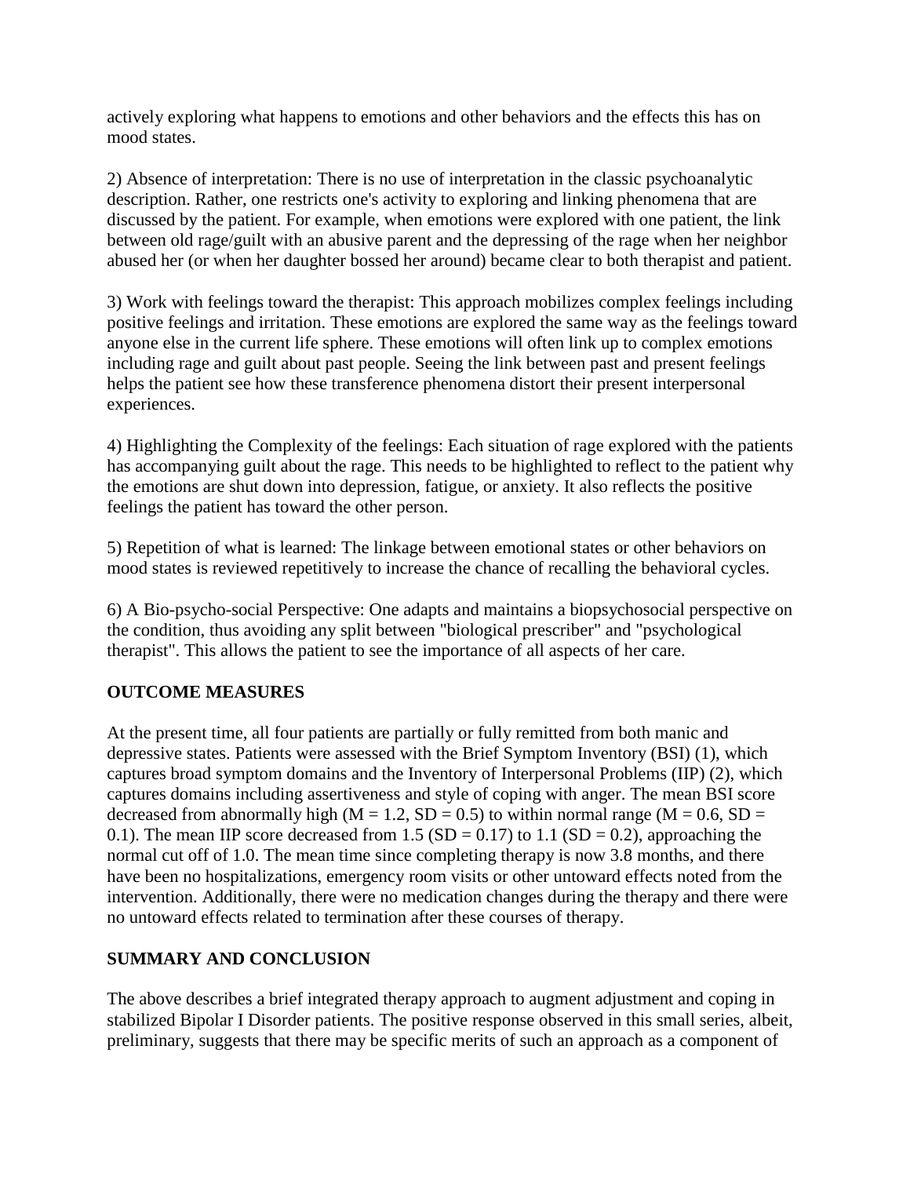actively exploring what happens to emotions and other behaviors and the effects this has on mood states.

2) Absence of interpretation: There is no use of interpretation in the classic psychoanalytic description. Rather, one restricts one's activity to exploring and linking phenomena that are discussed by the patient. For example, when emotions were explored with one patient, the link between old rage/guilt with an abusive parent and the depressing of the rage when her neighbor abused her (or when her daughter bossed her around) became clear to both therapist and patient.

3) Work with feelings toward the therapist: This approach mobilizes complex feelings including positive feelings and irritation. These emotions are explored the same way as the feelings toward anyone else in the current life sphere. These emotions will often link up to complex emotions including rage and guilt about past people. Seeing the link between past and present feelings helps the patient see how these transference phenomena distort their present interpersonal experiences.

4) Highlighting the Complexity of the feelings: Each situation of rage explored with the patients has accompanying guilt about the rage. This needs to be highlighted to reflect to the patient why the emotions are shut down into depression, fatigue, or anxiety. It also reflects the positive feelings the patient has toward the other person.

5) Repetition of what is learned: The linkage between emotional states or other behaviors on mood states is reviewed repetitively to increase the chance of recalling the behavioral cycles.

6) A Bio-psycho-social Perspective: One adapts and maintains a biopsychosocial perspective on the condition, thus avoiding any split between "biological prescriber" and "psychological therapist". This allows the patient to see the importance of all aspects of her care.

## OUTCOME MEASURES

At the present time, all four patients are partially or fully remitted from both manic and depressive states. Patients were assessed with the Brief Symptom Inventory (BSI) (1), which captures broad symptom domains and the Inventory of Interpersonal Problems (IIP) (2), which captures domains including assertiveness and style of coping with anger. The mean BSI score decreased from abnormally high ($M = 1.2$, $SD = 0.5$) to within normal range ($M = 0.6$, $SD = 0.1$). The mean IIP score decreased from 1.5 ($SD = 0.17$) to 1.1 ($SD = 0.2$), approaching the normal cut off of 1.0. The mean time since completing therapy is now 3.8 months, and there have been no hospitalizations, emergency room visits or other untoward effects noted from the intervention. Additionally, there were no medication changes during the therapy and there were no untoward effects related to termination after these courses of therapy.

## SUMMARY AND CONCLUSION

The above describes a brief integrated therapy approach to augment adjustment and coping in stabilized Bipolar I Disorder patients. The positive response observed in this small series, albeit, preliminary, suggests that there may be specific merits of such an approach as a component of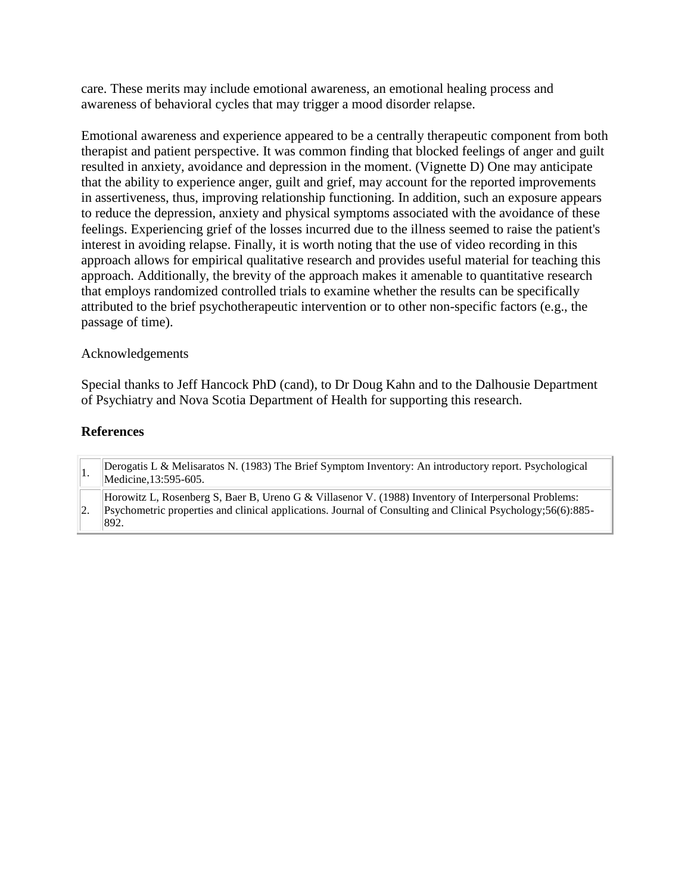care. These merits may include emotional awareness, an emotional healing process and awareness of behavioral cycles that may trigger a mood disorder relapse.

Emotional awareness and experience appeared to be a centrally therapeutic component from both therapist and patient perspective. It was common finding that blocked feelings of anger and guilt resulted in anxiety, avoidance and depression in the moment. (Vignette D) One may anticipate that the ability to experience anger, guilt and grief, may account for the reported improvements in assertiveness, thus, improving relationship functioning. In addition, such an exposure appears to reduce the depression, anxiety and physical symptoms associated with the avoidance of these feelings. Experiencing grief of the losses incurred due to the illness seemed to raise the patient's interest in avoiding relapse. Finally, it is worth noting that the use of video recording in this approach allows for empirical qualitative research and provides useful material for teaching this approach. Additionally, the brevity of the approach makes it amenable to quantitative research that employs randomized controlled trials to examine whether the results can be specifically attributed to the brief psychotherapeutic intervention or to other non-specific factors (e.g., the passage of time).

Acknowledgements

Special thanks to Jeff Hancock PhD (cand), to Dr Doug Kahn and to the Dalhousie Department of Psychiatry and Nova Scotia Department of Health for supporting this research.

**References**

| | |
|---|---|
| 1. | Derogatis L & Melisaratos N. (1983) The Brief Symptom Inventory: An introductory report. Psychological Medicine,13:595-605. |
| 2. | Horowitz L, Rosenberg S, Baer B, Ureno G & Villasenor V. (1988) Inventory of Interpersonal Problems: Psychometric properties and clinical applications. Journal of Consulting and Clinical Psychology;56(6):885-892. |